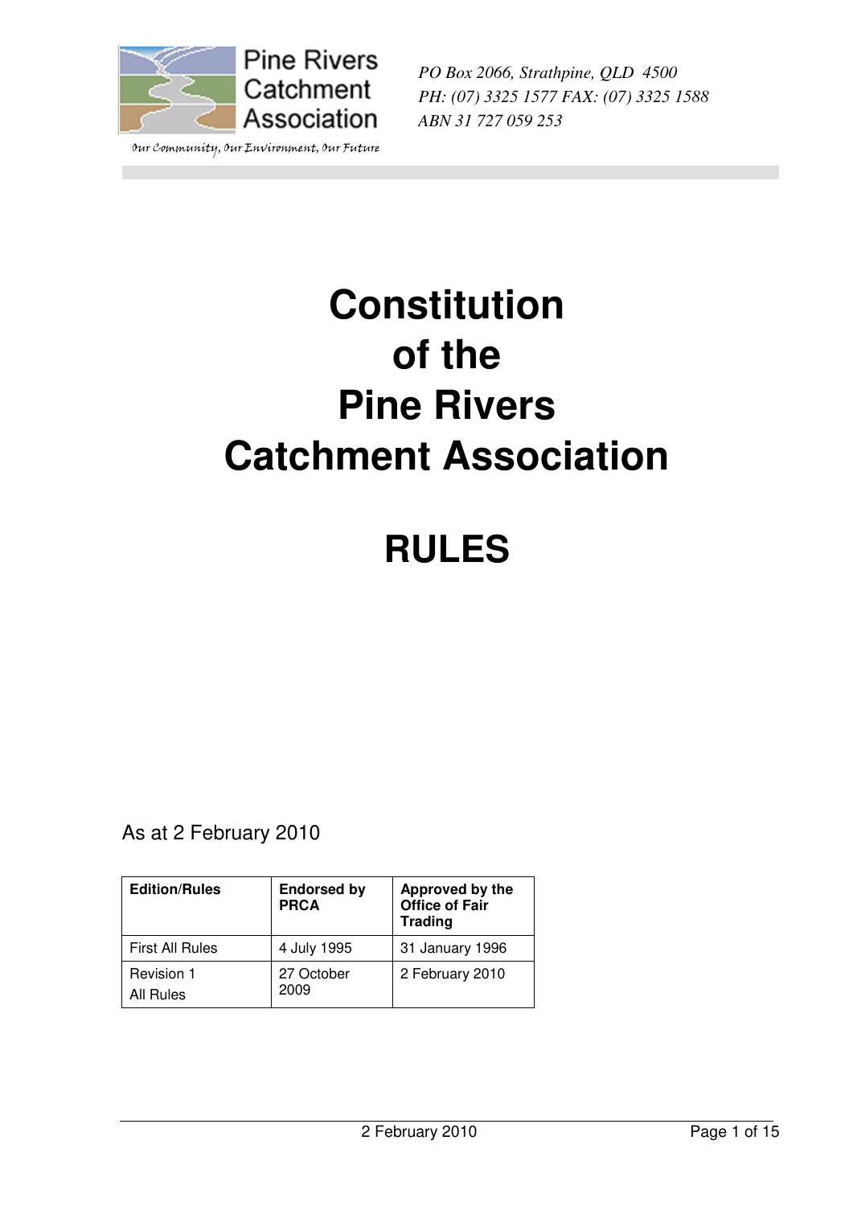Pine Rivers Catchment Association

Our Community, Our Environment, Our Future

*PO Box 2066, Strathpine, QLD 4500*
*PH: (07) 3325 1577 FAX: (07) 3325 1588*
*ABN 31 727 059 253*

# Constitution of the Pine Rivers Catchment Association

# RULES

As at 2 February 2010

| Edition/Rules | Endorsed by PRCA | Approved by the Office of Fair Trading |
|---|---|---|
| First All Rules | 4 July 1995 | 31 January 1996 |
| Revision 1 All Rules | 27 October 2009 | 2 February 2010 |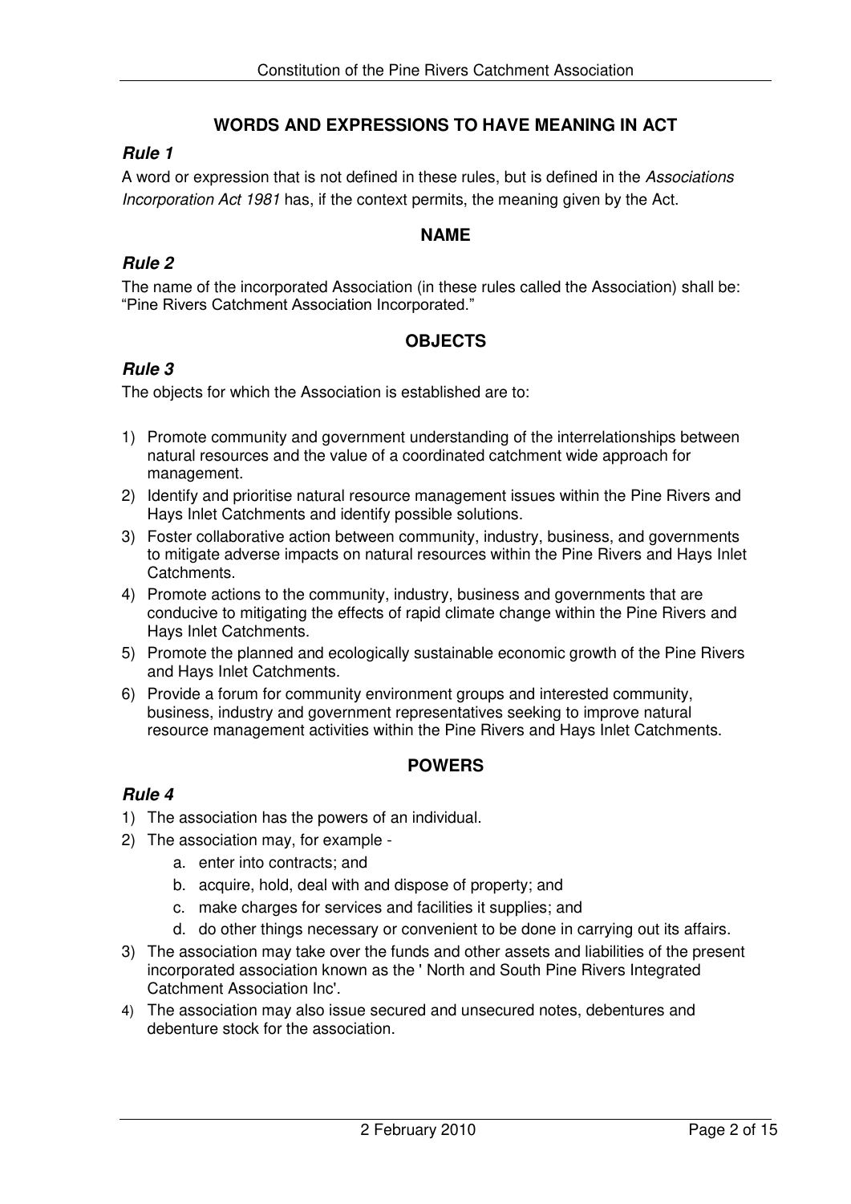## WORDS AND EXPRESSIONS TO HAVE MEANING IN ACT

### *Rule 1*

A word or expression that is not defined in these rules, but is defined in the *Associations Incorporation Act 1981* has, if the context permits, the meaning given by the Act.

## NAME

### *Rule 2*

The name of the incorporated Association (in these rules called the Association) shall be: "Pine Rivers Catchment Association Incorporated."

## OBJECTS

### *Rule 3*

The objects for which the Association is established are to:

1) Promote community and government understanding of the interrelationships between natural resources and the value of a coordinated catchment wide approach for management.
2) Identify and prioritise natural resource management issues within the Pine Rivers and Hays Inlet Catchments and identify possible solutions.
3) Foster collaborative action between community, industry, business, and governments to mitigate adverse impacts on natural resources within the Pine Rivers and Hays Inlet Catchments.
4) Promote actions to the community, industry, business and governments that are conducive to mitigating the effects of rapid climate change within the Pine Rivers and Hays Inlet Catchments.
5) Promote the planned and ecologically sustainable economic growth of the Pine Rivers and Hays Inlet Catchments.
6) Provide a forum for community environment groups and interested community, business, industry and government representatives seeking to improve natural resource management activities within the Pine Rivers and Hays Inlet Catchments.

## POWERS

### *Rule 4*

1) The association has the powers of an individual.
2) The association may, for example -
   a. enter into contracts; and
   b. acquire, hold, deal with and dispose of property; and
   c. make charges for services and facilities it supplies; and
   d. do other things necessary or convenient to be done in carrying out its affairs.
3) The association may take over the funds and other assets and liabilities of the present incorporated association known as the ' North and South Pine Rivers Integrated Catchment Association Inc'.
4) The association may also issue secured and unsecured notes, debentures and debenture stock for the association.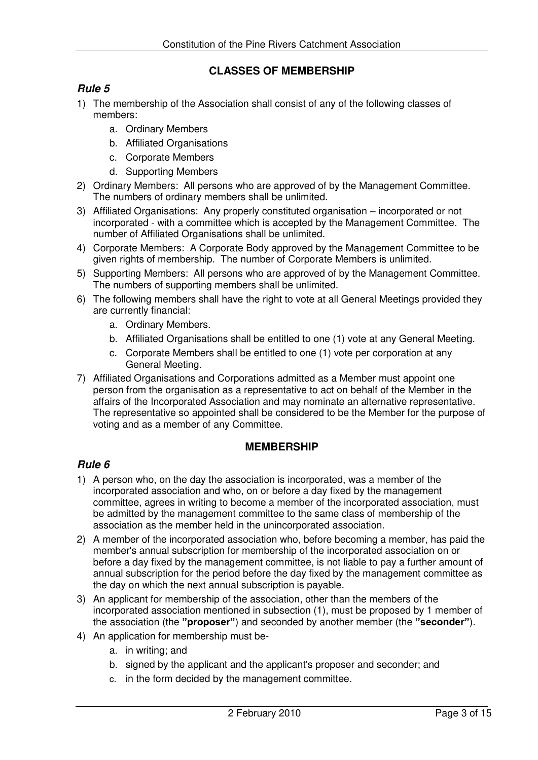## CLASSES OF MEMBERSHIP

### *Rule 5*

1) The membership of the Association shall consist of any of the following classes of members:
   a. Ordinary Members
   b. Affiliated Organisations
   c. Corporate Members
   d. Supporting Members
2) Ordinary Members: All persons who are approved of by the Management Committee. The numbers of ordinary members shall be unlimited.
3) Affiliated Organisations: Any properly constituted organisation – incorporated or not incorporated - with a committee which is accepted by the Management Committee. The number of Affiliated Organisations shall be unlimited.
4) Corporate Members: A Corporate Body approved by the Management Committee to be given rights of membership. The number of Corporate Members is unlimited.
5) Supporting Members: All persons who are approved of by the Management Committee. The numbers of supporting members shall be unlimited.
6) The following members shall have the right to vote at all General Meetings provided they are currently financial:
   a. Ordinary Members.
   b. Affiliated Organisations shall be entitled to one (1) vote at any General Meeting.
   c. Corporate Members shall be entitled to one (1) vote per corporation at any General Meeting.
7) Affiliated Organisations and Corporations admitted as a Member must appoint one person from the organisation as a representative to act on behalf of the Member in the affairs of the Incorporated Association and may nominate an alternative representative. The representative so appointed shall be considered to be the Member for the purpose of voting and as a member of any Committee.

## MEMBERSHIP

### *Rule 6*

1) A person who, on the day the association is incorporated, was a member of the incorporated association and who, on or before a day fixed by the management committee, agrees in writing to become a member of the incorporated association, must be admitted by the management committee to the same class of membership of the association as the member held in the unincorporated association.
2) A member of the incorporated association who, before becoming a member, has paid the member's annual subscription for membership of the incorporated association on or before a day fixed by the management committee, is not liable to pay a further amount of annual subscription for the period before the day fixed by the management committee as the day on which the next annual subscription is payable.
3) An applicant for membership of the association, other than the members of the incorporated association mentioned in subsection (1), must be proposed by 1 member of the association (the **"proposer"**) and seconded by another member (the **"seconder"**).
4) An application for membership must be-
   a. in writing; and
   b. signed by the applicant and the applicant's proposer and seconder; and
   c. in the form decided by the management committee.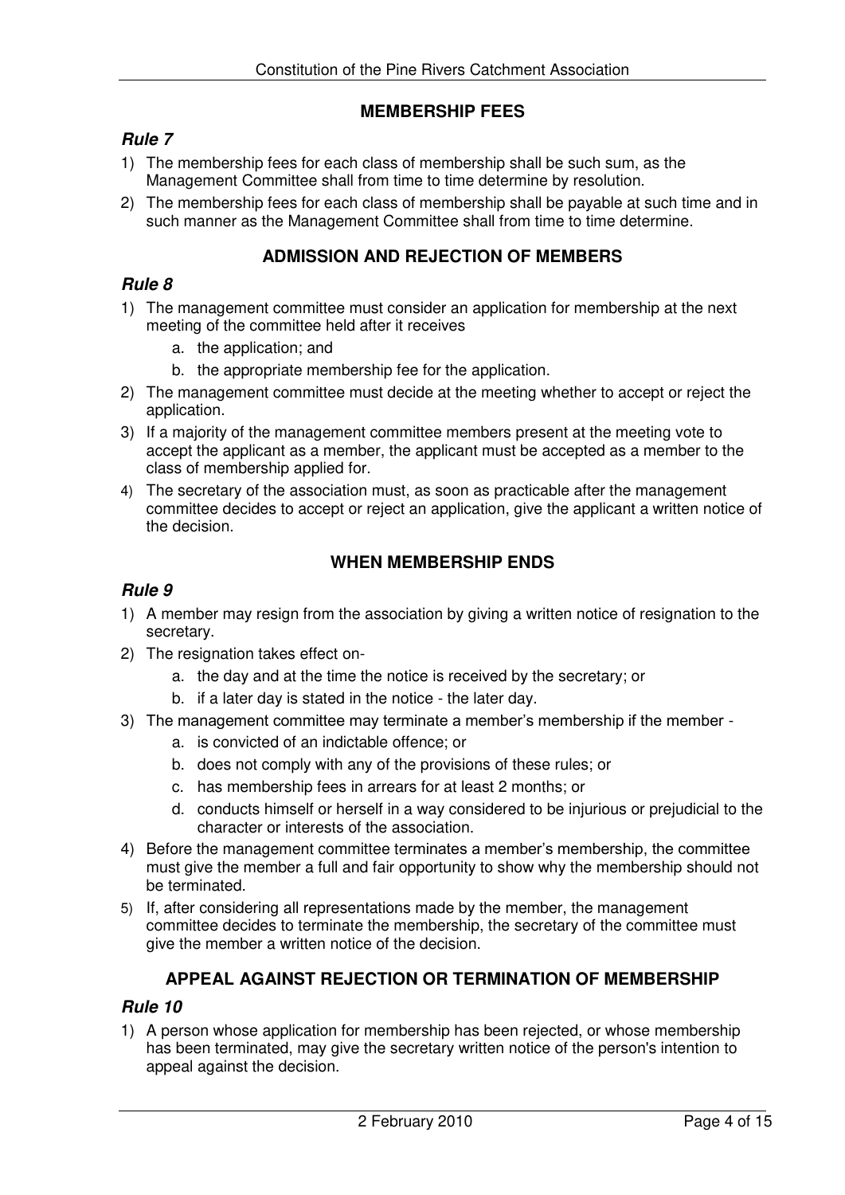## MEMBERSHIP FEES

### *Rule 7*

1) The membership fees for each class of membership shall be such sum, as the Management Committee shall from time to time determine by resolution.
2) The membership fees for each class of membership shall be payable at such time and in such manner as the Management Committee shall from time to time determine.

## ADMISSION AND REJECTION OF MEMBERS

### *Rule 8*

1) The management committee must consider an application for membership at the next meeting of the committee held after it receives
   a. the application; and
   b. the appropriate membership fee for the application.
2) The management committee must decide at the meeting whether to accept or reject the application.
3) If a majority of the management committee members present at the meeting vote to accept the applicant as a member, the applicant must be accepted as a member to the class of membership applied for.
4) The secretary of the association must, as soon as practicable after the management committee decides to accept or reject an application, give the applicant a written notice of the decision.

## WHEN MEMBERSHIP ENDS

### *Rule 9*

1) A member may resign from the association by giving a written notice of resignation to the secretary.
2) The resignation takes effect on-
   a. the day and at the time the notice is received by the secretary; or
   b. if a later day is stated in the notice - the later day.
3) The management committee may terminate a member's membership if the member -
   a. is convicted of an indictable offence; or
   b. does not comply with any of the provisions of these rules; or
   c. has membership fees in arrears for at least 2 months; or
   d. conducts himself or herself in a way considered to be injurious or prejudicial to the character or interests of the association.
4) Before the management committee terminates a member's membership, the committee must give the member a full and fair opportunity to show why the membership should not be terminated.
5) If, after considering all representations made by the member, the management committee decides to terminate the membership, the secretary of the committee must give the member a written notice of the decision.

## APPEAL AGAINST REJECTION OR TERMINATION OF MEMBERSHIP

### *Rule 10*

1) A person whose application for membership has been rejected, or whose membership has been terminated, may give the secretary written notice of the person's intention to appeal against the decision.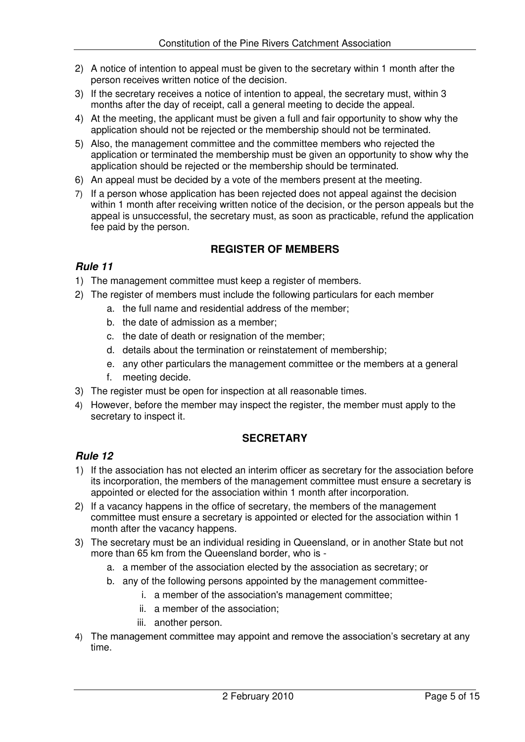2) A notice of intention to appeal must be given to the secretary within 1 month after the person receives written notice of the decision.
3) If the secretary receives a notice of intention to appeal, the secretary must, within 3 months after the day of receipt, call a general meeting to decide the appeal.
4) At the meeting, the applicant must be given a full and fair opportunity to show why the application should not be rejected or the membership should not be terminated.
5) Also, the management committee and the committee members who rejected the application or terminated the membership must be given an opportunity to show why the application should be rejected or the membership should be terminated.
6) An appeal must be decided by a vote of the members present at the meeting.
7) If a person whose application has been rejected does not appeal against the decision within 1 month after receiving written notice of the decision, or the person appeals but the appeal is unsuccessful, the secretary must, as soon as practicable, refund the application fee paid by the person.

## REGISTER OF MEMBERS

### *Rule 11*

1) The management committee must keep a register of members.
2) The register of members must include the following particulars for each member
    a. the full name and residential address of the member;
    b. the date of admission as a member;
    c. the date of death or resignation of the member;
    d. details about the termination or reinstatement of membership;
    e. any other particulars the management committee or the members at a general
    f. meeting decide.
3) The register must be open for inspection at all reasonable times.
4) However, before the member may inspect the register, the member must apply to the secretary to inspect it.

## SECRETARY

### *Rule 12*

1) If the association has not elected an interim officer as secretary for the association before its incorporation, the members of the management committee must ensure a secretary is appointed or elected for the association within 1 month after incorporation.
2) If a vacancy happens in the office of secretary, the members of the management committee must ensure a secretary is appointed or elected for the association within 1 month after the vacancy happens.
3) The secretary must be an individual residing in Queensland, or in another State but not more than 65 km from the Queensland border, who is -
    a. a member of the association elected by the association as secretary; or
    b. any of the following persons appointed by the management committee-
        i. a member of the association's management committee;
        ii. a member of the association;
        iii. another person.
4) The management committee may appoint and remove the association's secretary at any time.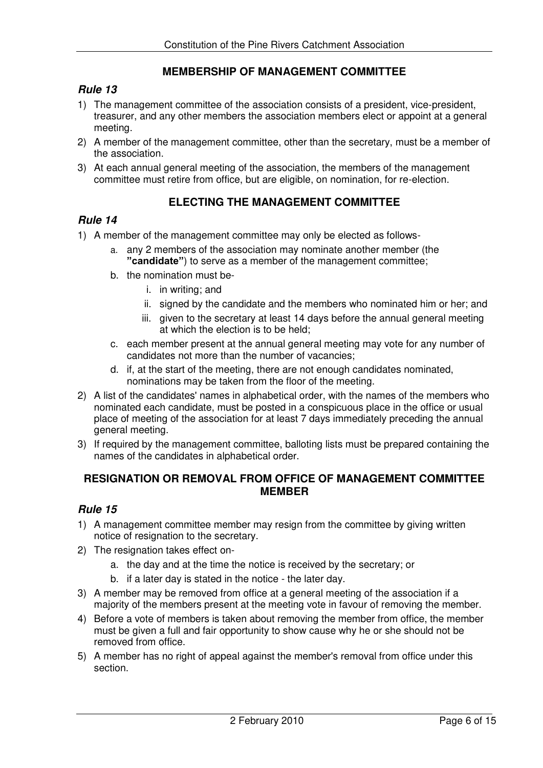## MEMBERSHIP OF MANAGEMENT COMMITTEE

### *Rule 13*

1) The management committee of the association consists of a president, vice-president, treasurer, and any other members the association members elect or appoint at a general meeting.
2) A member of the management committee, other than the secretary, must be a member of the association.
3) At each annual general meeting of the association, the members of the management committee must retire from office, but are eligible, on nomination, for re-election.

## ELECTING THE MANAGEMENT COMMITTEE

### *Rule 14*

1) A member of the management committee may only be elected as follows-
   a. any 2 members of the association may nominate another member (the **"candidate"**) to serve as a member of the management committee;
   b. the nomination must be-
      i. in writing; and
      ii. signed by the candidate and the members who nominated him or her; and
      iii. given to the secretary at least 14 days before the annual general meeting at which the election is to be held;
   c. each member present at the annual general meeting may vote for any number of candidates not more than the number of vacancies;
   d. if, at the start of the meeting, there are not enough candidates nominated, nominations may be taken from the floor of the meeting.
2) A list of the candidates' names in alphabetical order, with the names of the members who nominated each candidate, must be posted in a conspicuous place in the office or usual place of meeting of the association for at least 7 days immediately preceding the annual general meeting.
3) If required by the management committee, balloting lists must be prepared containing the names of the candidates in alphabetical order.

## RESIGNATION OR REMOVAL FROM OFFICE OF MANAGEMENT COMMITTEE MEMBER

### *Rule 15*

1) A management committee member may resign from the committee by giving written notice of resignation to the secretary.
2) The resignation takes effect on-
   a. the day and at the time the notice is received by the secretary; or
   b. if a later day is stated in the notice - the later day.
3) A member may be removed from office at a general meeting of the association if a majority of the members present at the meeting vote in favour of removing the member.
4) Before a vote of members is taken about removing the member from office, the member must be given a full and fair opportunity to show cause why he or she should not be removed from office.
5) A member has no right of appeal against the member's removal from office under this section.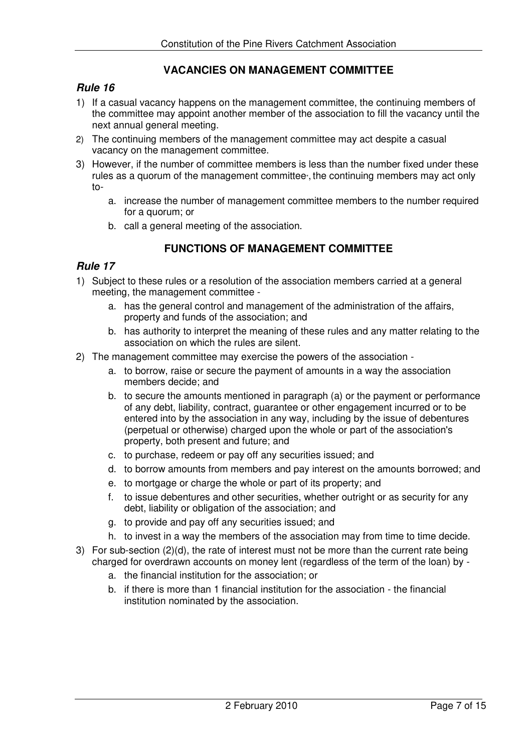## VACANCIES ON MANAGEMENT COMMITTEE

### *Rule 16*

1) If a casual vacancy happens on the management committee, the continuing members of the committee may appoint another member of the association to fill the vacancy until the next annual general meeting.
2) The continuing members of the management committee may act despite a casual vacancy on the management committee.
3) However, if the number of committee members is less than the number fixed under these rules as a quorum of the management committee, the continuing members may act only to-
   a. increase the number of management committee members to the number required for a quorum; or
   b. call a general meeting of the association.

## FUNCTIONS OF MANAGEMENT COMMITTEE

### *Rule 17*

1) Subject to these rules or a resolution of the association members carried at a general meeting, the management committee -
   a. has the general control and management of the administration of the affairs, property and funds of the association; and
   b. has authority to interpret the meaning of these rules and any matter relating to the association on which the rules are silent.
2) The management committee may exercise the powers of the association -
   a. to borrow, raise or secure the payment of amounts in a way the association members decide; and
   b. to secure the amounts mentioned in paragraph (a) or the payment or performance of any debt, liability, contract, guarantee or other engagement incurred or to be entered into by the association in any way, including by the issue of debentures (perpetual or otherwise) charged upon the whole or part of the association's property, both present and future; and
   c. to purchase, redeem or pay off any securities issued; and
   d. to borrow amounts from members and pay interest on the amounts borrowed; and
   e. to mortgage or charge the whole or part of its property; and
   f. to issue debentures and other securities, whether outright or as security for any debt, liability or obligation of the association; and
   g. to provide and pay off any securities issued; and
   h. to invest in a way the members of the association may from time to time decide.
3) For sub-section (2)(d), the rate of interest must not be more than the current rate being charged for overdrawn accounts on money lent (regardless of the term of the loan) by -
   a. the financial institution for the association; or
   b. if there is more than 1 financial institution for the association - the financial institution nominated by the association.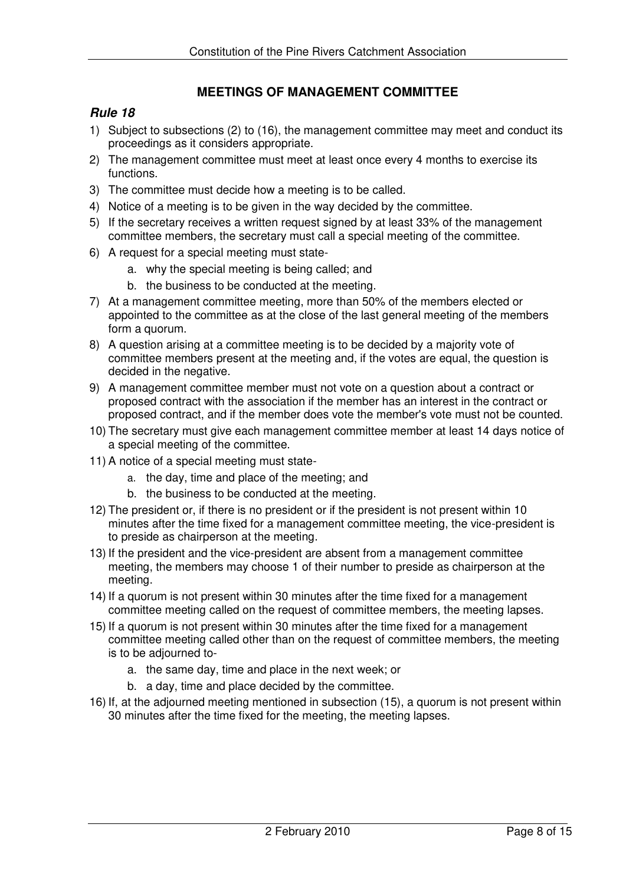## MEETINGS OF MANAGEMENT COMMITTEE

### *Rule 18*

1) Subject to subsections (2) to (16), the management committee may meet and conduct its proceedings as it considers appropriate.
2) The management committee must meet at least once every 4 months to exercise its functions.
3) The committee must decide how a meeting is to be called.
4) Notice of a meeting is to be given in the way decided by the committee.
5) If the secretary receives a written request signed by at least 33% of the management committee members, the secretary must call a special meeting of the committee.
6) A request for a special meeting must state-
   a. why the special meeting is being called; and
   b. the business to be conducted at the meeting.
7) At a management committee meeting, more than 50% of the members elected or appointed to the committee as at the close of the last general meeting of the members form a quorum.
8) A question arising at a committee meeting is to be decided by a majority vote of committee members present at the meeting and, if the votes are equal, the question is decided in the negative.
9) A management committee member must not vote on a question about a contract or proposed contract with the association if the member has an interest in the contract or proposed contract, and if the member does vote the member's vote must not be counted.
10) The secretary must give each management committee member at least 14 days notice of a special meeting of the committee.
11) A notice of a special meeting must state-
    a. the day, time and place of the meeting; and
    b. the business to be conducted at the meeting.
12) The president or, if there is no president or if the president is not present within 10 minutes after the time fixed for a management committee meeting, the vice-president is to preside as chairperson at the meeting.
13) If the president and the vice-president are absent from a management committee meeting, the members may choose 1 of their number to preside as chairperson at the meeting.
14) If a quorum is not present within 30 minutes after the time fixed for a management committee meeting called on the request of committee members, the meeting lapses.
15) If a quorum is not present within 30 minutes after the time fixed for a management committee meeting called other than on the request of committee members, the meeting is to be adjourned to-
    a. the same day, time and place in the next week; or
    b. a day, time and place decided by the committee.
16) If, at the adjourned meeting mentioned in subsection (15), a quorum is not present within 30 minutes after the time fixed for the meeting, the meeting lapses.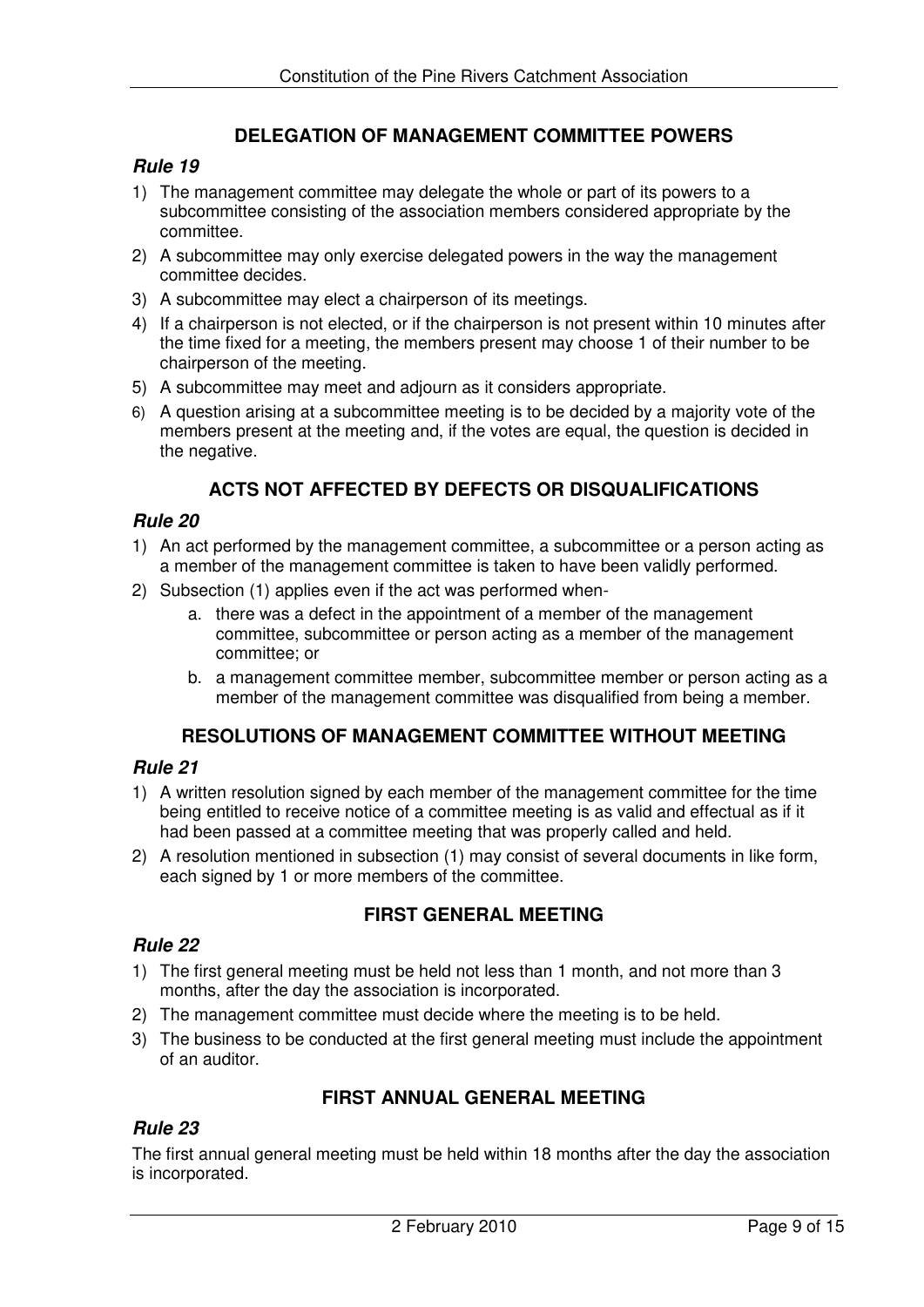## DELEGATION OF MANAGEMENT COMMITTEE POWERS

### *Rule 19*

1) The management committee may delegate the whole or part of its powers to a subcommittee consisting of the association members considered appropriate by the committee.
2) A subcommittee may only exercise delegated powers in the way the management committee decides.
3) A subcommittee may elect a chairperson of its meetings.
4) If a chairperson is not elected, or if the chairperson is not present within 10 minutes after the time fixed for a meeting, the members present may choose 1 of their number to be chairperson of the meeting.
5) A subcommittee may meet and adjourn as it considers appropriate.
6) A question arising at a subcommittee meeting is to be decided by a majority vote of the members present at the meeting and, if the votes are equal, the question is decided in the negative.

## ACTS NOT AFFECTED BY DEFECTS OR DISQUALIFICATIONS

### *Rule 20*

1) An act performed by the management committee, a subcommittee or a person acting as a member of the management committee is taken to have been validly performed.
2) Subsection (1) applies even if the act was performed when-
   a. there was a defect in the appointment of a member of the management committee, subcommittee or person acting as a member of the management committee; or
   b. a management committee member, subcommittee member or person acting as a member of the management committee was disqualified from being a member.

## RESOLUTIONS OF MANAGEMENT COMMITTEE WITHOUT MEETING

### *Rule 21*

1) A written resolution signed by each member of the management committee for the time being entitled to receive notice of a committee meeting is as valid and effectual as if it had been passed at a committee meeting that was properly called and held.
2) A resolution mentioned in subsection (1) may consist of several documents in like form, each signed by 1 or more members of the committee.

## FIRST GENERAL MEETING

### *Rule 22*

1) The first general meeting must be held not less than 1 month, and not more than 3 months, after the day the association is incorporated.
2) The management committee must decide where the meeting is to be held.
3) The business to be conducted at the first general meeting must include the appointment of an auditor.

## FIRST ANNUAL GENERAL MEETING

### *Rule 23*

The first annual general meeting must be held within 18 months after the day the association is incorporated.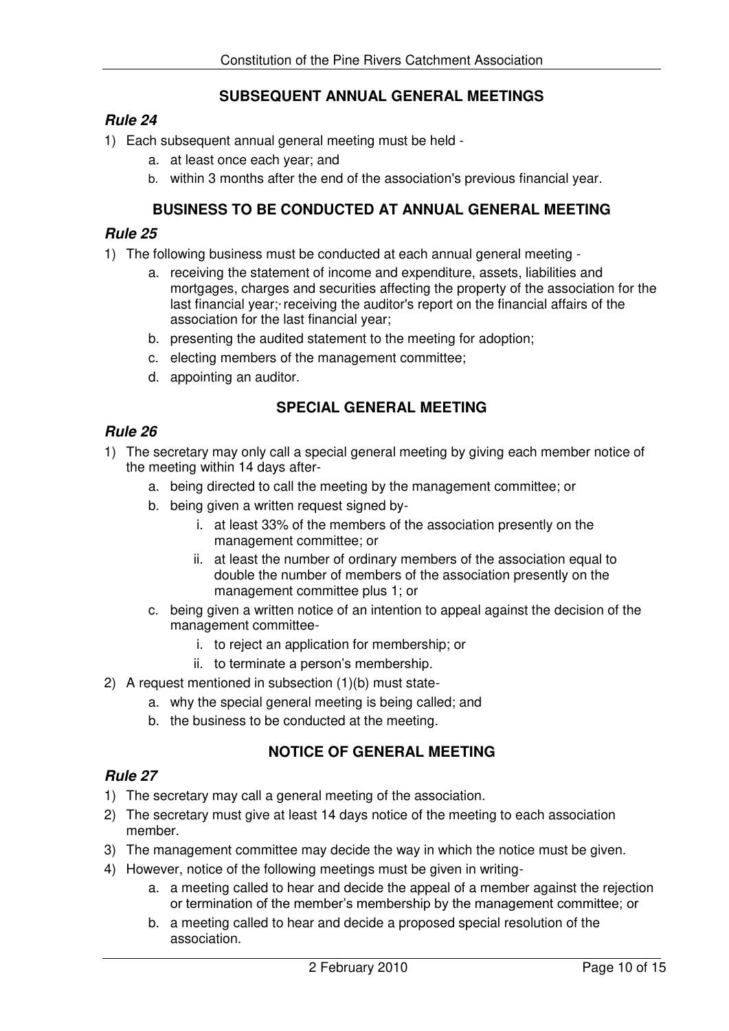## SUBSEQUENT ANNUAL GENERAL MEETINGS

### *Rule 24*

1) Each subsequent annual general meeting must be held -
    a. at least once each year; and
    b. within 3 months after the end of the association's previous financial year.

## BUSINESS TO BE CONDUCTED AT ANNUAL GENERAL MEETING

### *Rule 25*

1) The following business must be conducted at each annual general meeting -
    a. receiving the statement of income and expenditure, assets, liabilities and mortgages, charges and securities affecting the property of the association for the last financial year;· receiving the auditor's report on the financial affairs of the association for the last financial year;
    b. presenting the audited statement to the meeting for adoption;
    c. electing members of the management committee;
    d. appointing an auditor.

## SPECIAL GENERAL MEETING

### *Rule 26*

1) The secretary may only call a special general meeting by giving each member notice of the meeting within 14 days after-
    a. being directed to call the meeting by the management committee; or
    b. being given a written request signed by-
        i. at least 33% of the members of the association presently on the management committee; or
        ii. at least the number of ordinary members of the association equal to double the number of members of the association presently on the management committee plus 1; or
    c. being given a written notice of an intention to appeal against the decision of the management committee-
        i. to reject an application for membership; or
        ii. to terminate a person's membership.
2) A request mentioned in subsection (1)(b) must state-
    a. why the special general meeting is being called; and
    b. the business to be conducted at the meeting.

## NOTICE OF GENERAL MEETING

### *Rule 27*

1) The secretary may call a general meeting of the association.
2) The secretary must give at least 14 days notice of the meeting to each association member.
3) The management committee may decide the way in which the notice must be given.
4) However, notice of the following meetings must be given in writing-
    a. a meeting called to hear and decide the appeal of a member against the rejection or termination of the member's membership by the management committee; or
    b. a meeting called to hear and decide a proposed special resolution of the association.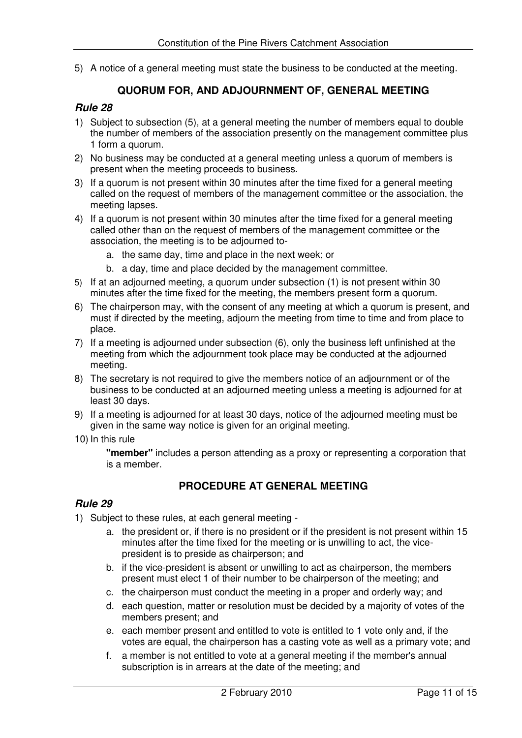5) A notice of a general meeting must state the business to be conducted at the meeting.

## QUORUM FOR, AND ADJOURNMENT OF, GENERAL MEETING

### *Rule 28*

1) Subject to subsection (5), at a general meeting the number of members equal to double the number of members of the association presently on the management committee plus 1 form a quorum.
2) No business may be conducted at a general meeting unless a quorum of members is present when the meeting proceeds to business.
3) If a quorum is not present within 30 minutes after the time fixed for a general meeting called on the request of members of the management committee or the association, the meeting lapses.
4) If a quorum is not present within 30 minutes after the time fixed for a general meeting called other than on the request of members of the management committee or the association, the meeting is to be adjourned to-
   a. the same day, time and place in the next week; or
   b. a day, time and place decided by the management committee.
5) If at an adjourned meeting, a quorum under subsection (1) is not present within 30 minutes after the time fixed for the meeting, the members present form a quorum.
6) The chairperson may, with the consent of any meeting at which a quorum is present, and must if directed by the meeting, adjourn the meeting from time to time and from place to place.
7) If a meeting is adjourned under subsection (6), only the business left unfinished at the meeting from which the adjournment took place may be conducted at the adjourned meeting.
8) The secretary is not required to give the members notice of an adjournment or of the business to be conducted at an adjourned meeting unless a meeting is adjourned for at least 30 days.
9) If a meeting is adjourned for at least 30 days, notice of the adjourned meeting must be given in the same way notice is given for an original meeting.
10) In this rule

    **"member"** includes a person attending as a proxy or representing a corporation that is a member.

## PROCEDURE AT GENERAL MEETING

### *Rule 29*

1) Subject to these rules, at each general meeting -
   a. the president or, if there is no president or if the president is not present within 15 minutes after the time fixed for the meeting or is unwilling to act, the vice-president is to preside as chairperson; and
   b. if the vice-president is absent or unwilling to act as chairperson, the members present must elect 1 of their number to be chairperson of the meeting; and
   c. the chairperson must conduct the meeting in a proper and orderly way; and
   d. each question, matter or resolution must be decided by a majority of votes of the members present; and
   e. each member present and entitled to vote is entitled to 1 vote only and, if the votes are equal, the chairperson has a casting vote as well as a primary vote; and
   f. a member is not entitled to vote at a general meeting if the member's annual subscription is in arrears at the date of the meeting; and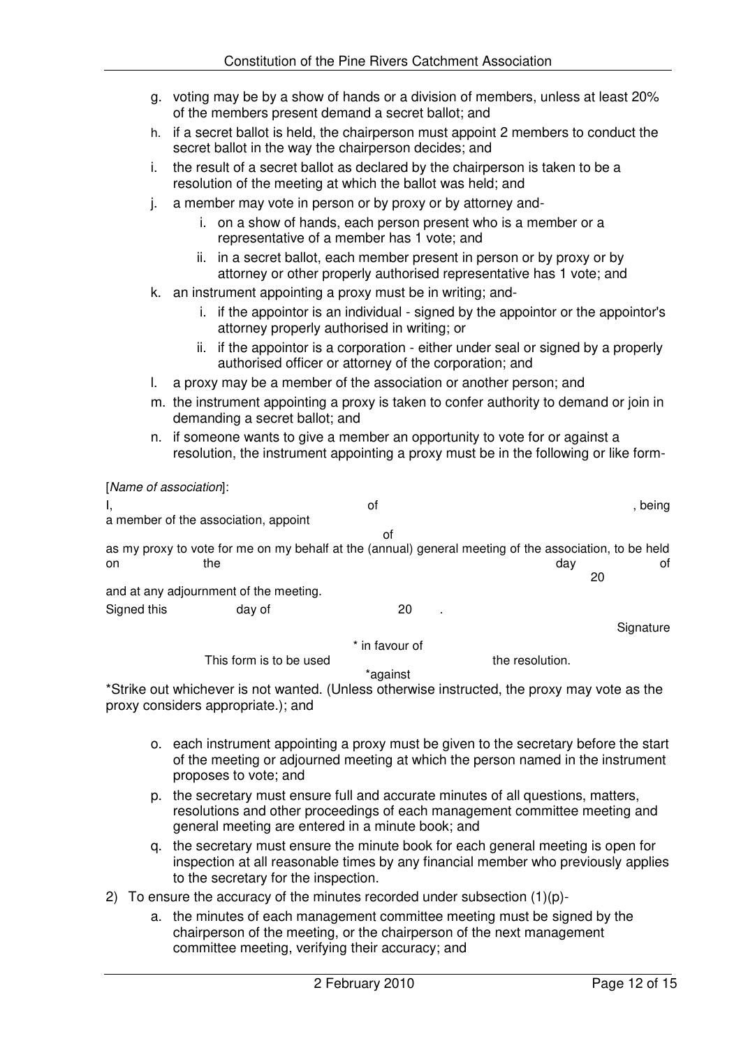g. voting may be by a show of hands or a division of members, unless at least 20% of the members present demand a secret ballot; and
h. if a secret ballot is held, the chairperson must appoint 2 members to conduct the secret ballot in the way the chairperson decides; and
i. the result of a secret ballot as declared by the chairperson is taken to be a resolution of the meeting at which the ballot was held; and
j. a member may vote in person or by proxy or by attorney and-
    i. on a show of hands, each person present who is a member or a representative of a member has 1 vote; and
    ii. in a secret ballot, each member present in person or by proxy or by attorney or other properly authorised representative has 1 vote; and
k. an instrument appointing a proxy must be in writing; and-
    i. if the appointor is an individual - signed by the appointor or the appointor's attorney properly authorised in writing; or
    ii. if the appointor is a corporation - either under seal or signed by a properly authorised officer or attorney of the corporation; and
l. a proxy may be a member of the association or another person; and
m. the instrument appointing a proxy is taken to confer authority to demand or join in demanding a secret ballot; and
n. if someone wants to give a member an opportunity to vote for or against a resolution, the instrument appointing a proxy must be in the following or like form-

[*Name of association*]:

I, of , being a member of the association, appoint of as my proxy to vote for me on my behalf at the (annual) general meeting of the association, to be held on the day of 20 and at any adjournment of the meeting.

Signed this day of 20 .

Signature

This form is to be used * in favour of / *against the resolution.

*Strike out whichever is not wanted. (Unless otherwise instructed, the proxy may vote as the proxy considers appropriate.); and

o. each instrument appointing a proxy must be given to the secretary before the start of the meeting or adjourned meeting at which the person named in the instrument proposes to vote; and
p. the secretary must ensure full and accurate minutes of all questions, matters, resolutions and other proceedings of each management committee meeting and general meeting are entered in a minute book; and
q. the secretary must ensure the minute book for each general meeting is open for inspection at all reasonable times by any financial member who previously applies to the secretary for the inspection.

2) To ensure the accuracy of the minutes recorded under subsection (1)(p)-
    a. the minutes of each management committee meeting must be signed by the chairperson of the meeting, or the chairperson of the next management committee meeting, verifying their accuracy; and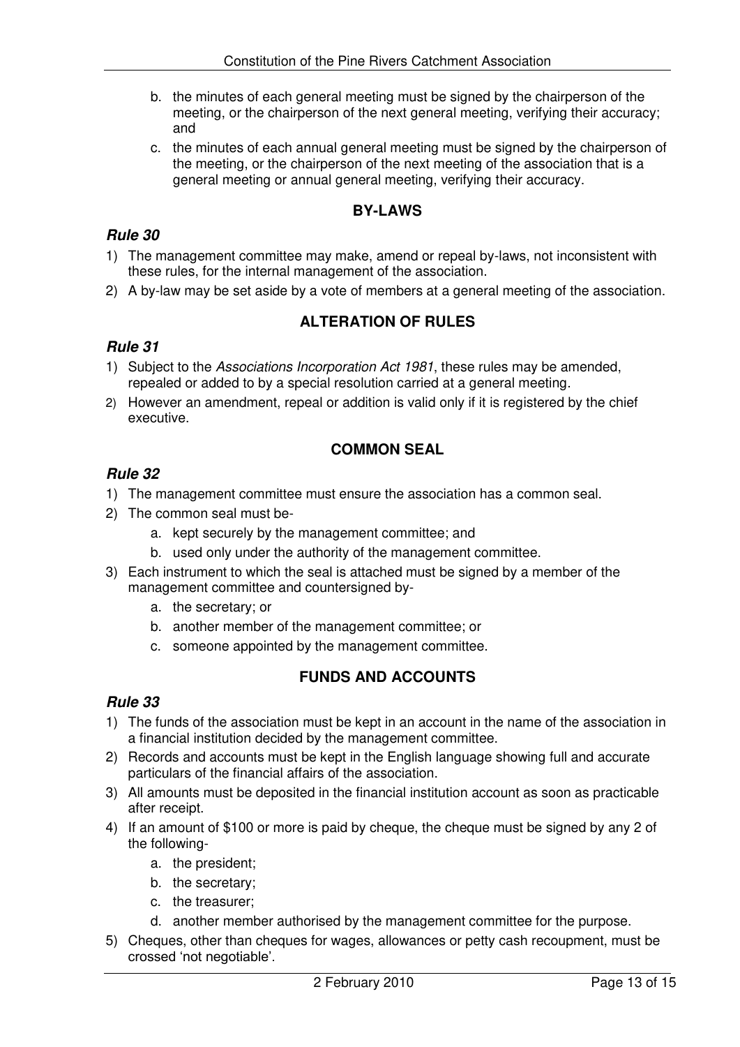b. the minutes of each general meeting must be signed by the chairperson of the meeting, or the chairperson of the next general meeting, verifying their accuracy; and
c. the minutes of each annual general meeting must be signed by the chairperson of the meeting, or the chairperson of the next meeting of the association that is a general meeting or annual general meeting, verifying their accuracy.

## BY-LAWS

### *Rule 30*

1) The management committee may make, amend or repeal by-laws, not inconsistent with these rules, for the internal management of the association.
2) A by-law may be set aside by a vote of members at a general meeting of the association.

## ALTERATION OF RULES

### *Rule 31*

1) Subject to the *Associations Incorporation Act 1981*, these rules may be amended, repealed or added to by a special resolution carried at a general meeting.
2) However an amendment, repeal or addition is valid only if it is registered by the chief executive.

## COMMON SEAL

### *Rule 32*

1) The management committee must ensure the association has a common seal.
2) The common seal must be-
   a. kept securely by the management committee; and
   b. used only under the authority of the management committee.
3) Each instrument to which the seal is attached must be signed by a member of the management committee and countersigned by-
   a. the secretary; or
   b. another member of the management committee; or
   c. someone appointed by the management committee.

## FUNDS AND ACCOUNTS

### *Rule 33*

1) The funds of the association must be kept in an account in the name of the association in a financial institution decided by the management committee.
2) Records and accounts must be kept in the English language showing full and accurate particulars of the financial affairs of the association.
3) All amounts must be deposited in the financial institution account as soon as practicable after receipt.
4) If an amount of $100 or more is paid by cheque, the cheque must be signed by any 2 of the following-
   a. the president;
   b. the secretary;
   c. the treasurer;
   d. another member authorised by the management committee for the purpose.
5) Cheques, other than cheques for wages, allowances or petty cash recoupment, must be crossed 'not negotiable'.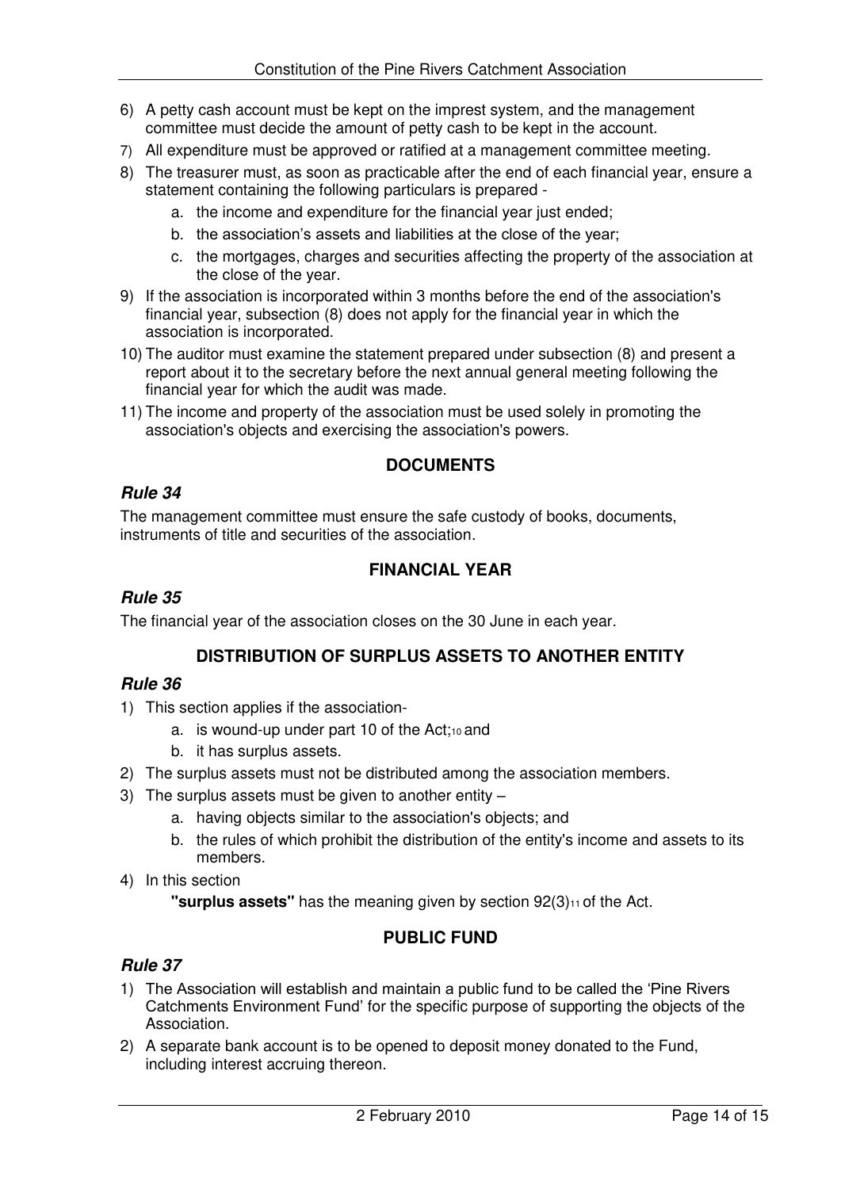6) A petty cash account must be kept on the imprest system, and the management committee must decide the amount of petty cash to be kept in the account.
7) All expenditure must be approved or ratified at a management committee meeting.
8) The treasurer must, as soon as practicable after the end of each financial year, ensure a statement containing the following particulars is prepared -
    a. the income and expenditure for the financial year just ended;
    b. the association's assets and liabilities at the close of the year;
    c. the mortgages, charges and securities affecting the property of the association at the close of the year.
9) If the association is incorporated within 3 months before the end of the association's financial year, subsection (8) does not apply for the financial year in which the association is incorporated.
10) The auditor must examine the statement prepared under subsection (8) and present a report about it to the secretary before the next annual general meeting following the financial year for which the audit was made.
11) The income and property of the association must be used solely in promoting the association's objects and exercising the association's powers.

## DOCUMENTS

### *Rule 34*

The management committee must ensure the safe custody of books, documents, instruments of title and securities of the association.

## FINANCIAL YEAR

### *Rule 35*

The financial year of the association closes on the 30 June in each year.

## DISTRIBUTION OF SURPLUS ASSETS TO ANOTHER ENTITY

### *Rule 36*

1) This section applies if the association-
    a. is wound-up under part 10 of the Act;[10] and
    b. it has surplus assets.
2) The surplus assets must not be distributed among the association members.
3) The surplus assets must be given to another entity –
    a. having objects similar to the association's objects; and
    b. the rules of which prohibit the distribution of the entity's income and assets to its members.
4) In this section

    **"surplus assets"** has the meaning given by section 92(3)[11] of the Act.

## PUBLIC FUND

### *Rule 37*

1) The Association will establish and maintain a public fund to be called the 'Pine Rivers Catchments Environment Fund' for the specific purpose of supporting the objects of the Association.
2) A separate bank account is to be opened to deposit money donated to the Fund, including interest accruing thereon.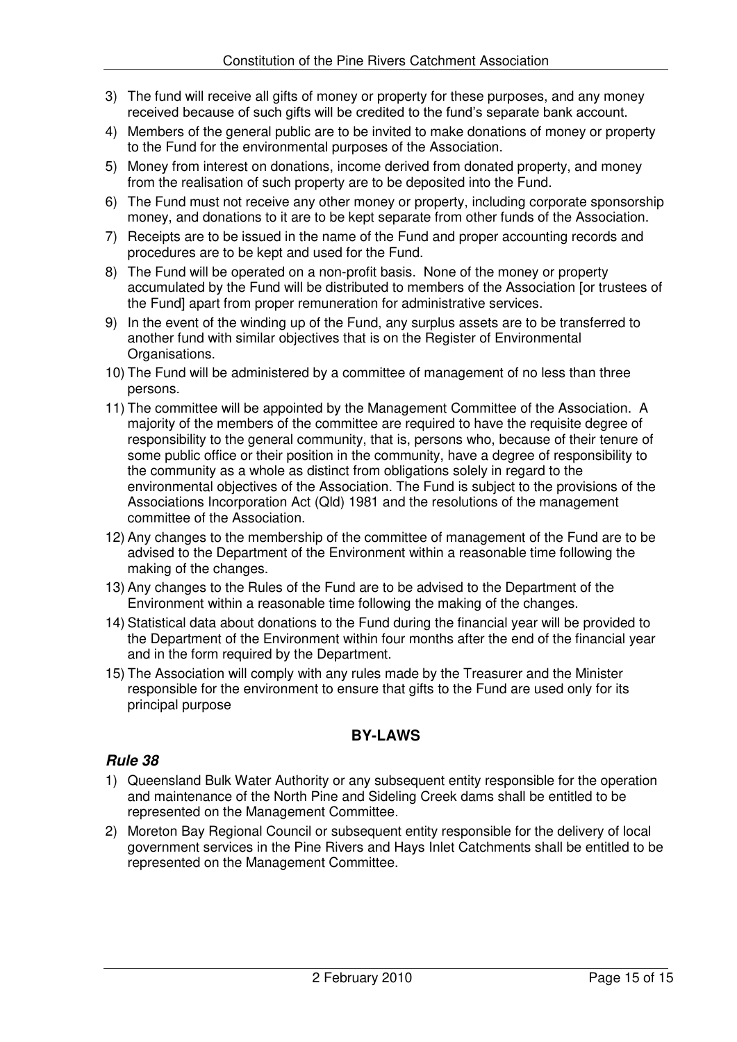3) The fund will receive all gifts of money or property for these purposes, and any money received because of such gifts will be credited to the fund's separate bank account.
4) Members of the general public are to be invited to make donations of money or property to the Fund for the environmental purposes of the Association.
5) Money from interest on donations, income derived from donated property, and money from the realisation of such property are to be deposited into the Fund.
6) The Fund must not receive any other money or property, including corporate sponsorship money, and donations to it are to be kept separate from other funds of the Association.
7) Receipts are to be issued in the name of the Fund and proper accounting records and procedures are to be kept and used for the Fund.
8) The Fund will be operated on a non-profit basis. None of the money or property accumulated by the Fund will be distributed to members of the Association [or trustees of the Fund] apart from proper remuneration for administrative services.
9) In the event of the winding up of the Fund, any surplus assets are to be transferred to another fund with similar objectives that is on the Register of Environmental Organisations.
10) The Fund will be administered by a committee of management of no less than three persons.
11) The committee will be appointed by the Management Committee of the Association. A majority of the members of the committee are required to have the requisite degree of responsibility to the general community, that is, persons who, because of their tenure of some public office or their position in the community, have a degree of responsibility to the community as a whole as distinct from obligations solely in regard to the environmental objectives of the Association. The Fund is subject to the provisions of the Associations Incorporation Act (Qld) 1981 and the resolutions of the management committee of the Association.
12) Any changes to the membership of the committee of management of the Fund are to be advised to the Department of the Environment within a reasonable time following the making of the changes.
13) Any changes to the Rules of the Fund are to be advised to the Department of the Environment within a reasonable time following the making of the changes.
14) Statistical data about donations to the Fund during the financial year will be provided to the Department of the Environment within four months after the end of the financial year and in the form required by the Department.
15) The Association will comply with any rules made by the Treasurer and the Minister responsible for the environment to ensure that gifts to the Fund are used only for its principal purpose

## BY-LAWS

### *Rule 38*

1) Queensland Bulk Water Authority or any subsequent entity responsible for the operation and maintenance of the North Pine and Sideling Creek dams shall be entitled to be represented on the Management Committee.
2) Moreton Bay Regional Council or subsequent entity responsible for the delivery of local government services in the Pine Rivers and Hays Inlet Catchments shall be entitled to be represented on the Management Committee.